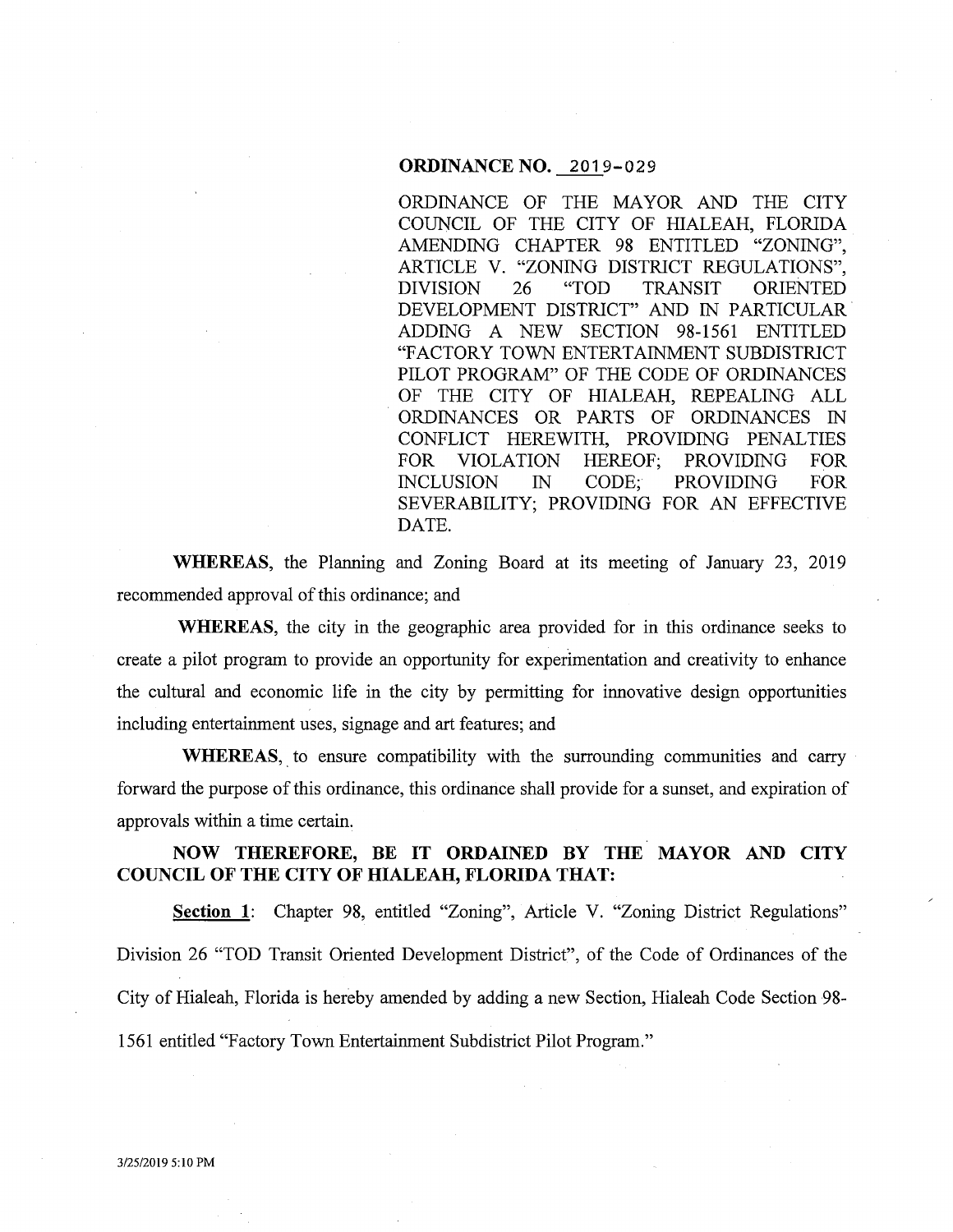**ORDINANCE NO. 2019-029**

ORDINANCE OF THE MAYOR AND THE CITY COUNCIL OF THE CITY OF HIALEAH, FLORIDA AMENDING CHAPTER 98 ENTITLED "ZONING", ARTICLE V. "ZONING DISTRICT REGULATIONS", DIVISION 26 "TOD TRANSIT ORIENTED DEVELOPMENT DISTRICT" AND IN PARTICULAR ADDING A NEW SECTION 98-1561 ENTITLED "FACTORY TOWN ENTERTAINMENT SUBDISTRICT PILOT PROGRAM" OF THE CODE OF ORDINANCES OF THE CITY OF HIALEAH, REPEALING ALL ORDINANCES OR PARTS OF ORDINANCES IN CONFLICT HEREWITH, PROVIDING PENALTIES FOR VIOLATION HEREOF; PROVIDING FOR INCLUSION IN CODE; PROVIDING FOR SEVERABILITY; PROVIDING FOR AN EFFECTIVE DATE.

**WHEREAS**, the Planning and Zoning Board at its meeting of January 23, 2019 recommended approval of this ordinance; and

**WHEREAS**, the city in the geographic area provided for in this ordinance seeks to create a pilot program to provide an opportunity for experimentation and creativity to enhance the cultural and economic life in the city by permitting for innovative design opportunities including entertainment uses, signage and art features; and

**WHEREAS**, to ensure compatibility with the surrounding communities and carry forward the purpose of this ordinance, this ordinance shall provide for a sunset, and expiration of approvals within a time certain.

**NOW THEREFORE, BE IT ORDAINED BY THE MAYOR AND CITY COUNCIL OF THE CITY OF HIALEAH, FLORIDA THAT:**

**Section 1**: Chapter 98, entitled "Zoning", Article V. "Zoning District Regulations" Division 26 "TOD Transit Oriented Development District", of the Code of Ordinances of the City of Hialeah, Florida is hereby amended by adding a new Section, Hialeah Code Section 98-1561 entitled "Factory Town Entertainment Subdistrict Pilot Program."

3/25/2019 5:10 PM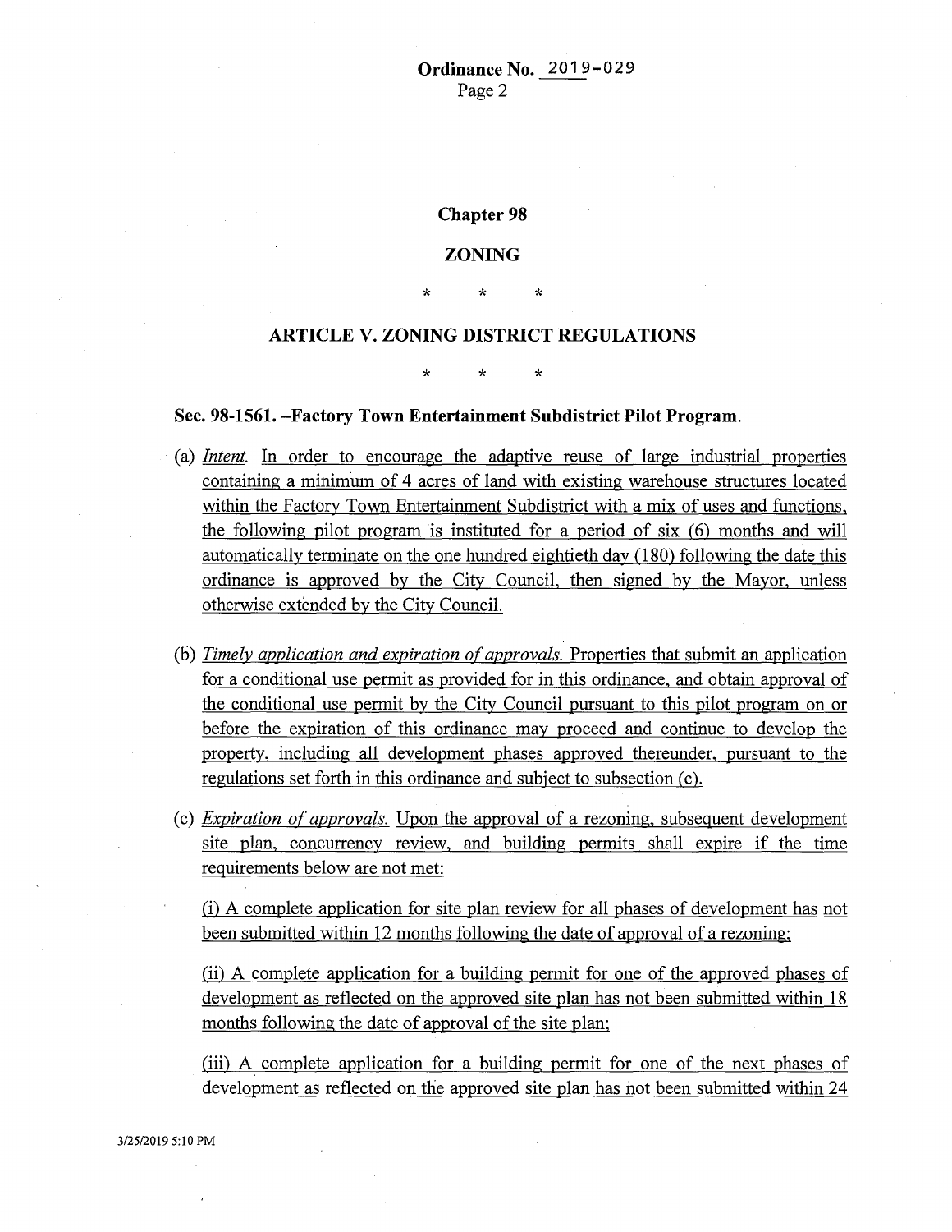**Ordinance No. 2019-029**

## Chapter 98

## ZONING

\* \* \*

## ARTICLE V. ZONING DISTRICT REGULATIONS

\* \* \*

**Sec. 98-1561. –Factory Town Entertainment Subdistrict Pilot Program.**

(a) *Intent.* In order to encourage the adaptive reuse of large industrial properties containing a minimum of 4 acres of land with existing warehouse structures located within the Factory Town Entertainment Subdistrict with a mix of uses and functions, the following pilot program is instituted for a period of six (6) months and will automatically terminate on the one hundred eightieth day (180) following the date this ordinance is approved by the City Council, then signed by the Mayor, unless otherwise extended by the City Council.

(b) *Timely application and expiration of approvals.* Properties that submit an application for a conditional use permit as provided for in this ordinance, and obtain approval of the conditional use permit by the City Council pursuant to this pilot program on or before the expiration of this ordinance may proceed and continue to develop the property, including all development phases approved thereunder, pursuant to the regulations set forth in this ordinance and subject to subsection (c).

(c) *Expiration of approvals.* Upon the approval of a rezoning, subsequent development site plan, concurrency review, and building permits shall expire if the time requirements below are not met:

(i) A complete application for site plan review for all phases of development has not been submitted within 12 months following the date of approval of a rezoning;

(ii) A complete application for a building permit for one of the approved phases of development as reflected on the approved site plan has not been submitted within 18 months following the date of approval of the site plan;

(iii) A complete application for a building permit for one of the next phases of development as reflected on the approved site plan has not been submitted within 24

3/25/2019 5:10 PM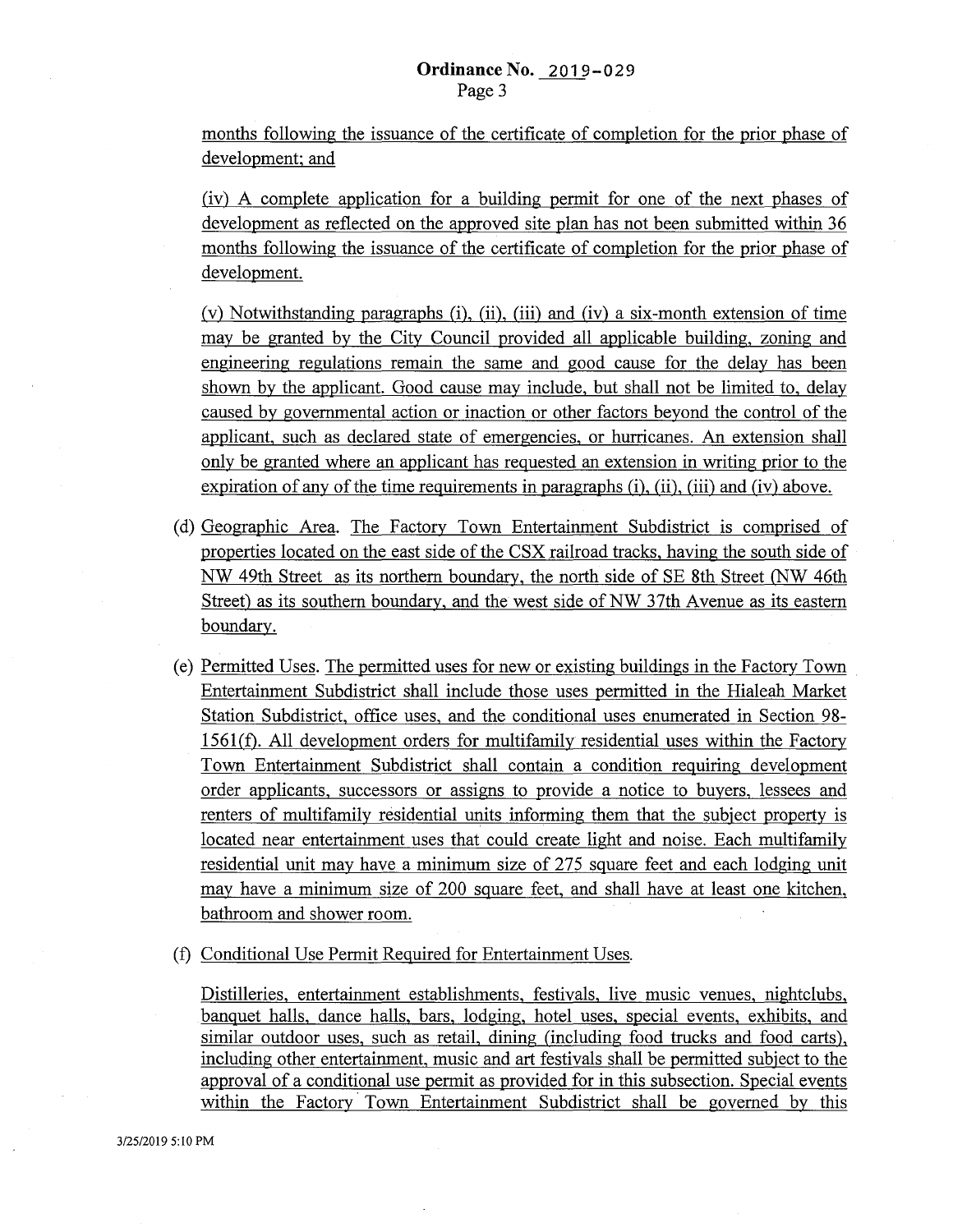months following the issuance of the certificate of completion for the prior phase of development; and

(iv) A complete application for a building permit for one of the next phases of development as reflected on the approved site plan has not been submitted within 36 months following the issuance of the certificate of completion for the prior phase of development.

(v) Notwithstanding paragraphs (i), (ii), (iii) and (iv) a six-month extension of time may be granted by the City Council provided all applicable building, zoning and engineering regulations remain the same and good cause for the delay has been shown by the applicant. Good cause may include, but shall not be limited to, delay caused by governmental action or inaction or other factors beyond the control of the applicant, such as declared state of emergencies, or hurricanes. An extension shall only be granted where an applicant has requested an extension in writing prior to the expiration of any of the time requirements in paragraphs (i), (ii), (iii) and (iv) above.

(d) Geographic Area. The Factory Town Entertainment Subdistrict is comprised of properties located on the east side of the CSX railroad tracks, having the south side of NW 49th Street as its northern boundary, the north side of SE 8th Street (NW 46th Street) as its southern boundary, and the west side of NW 37th Avenue as its eastern boundary.

(e) Permitted Uses. The permitted uses for new or existing buildings in the Factory Town Entertainment Subdistrict shall include those uses permitted in the Hialeah Market Station Subdistrict, office uses, and the conditional uses enumerated in Section 98-1561(f). All development orders for multifamily residential uses within the Factory Town Entertainment Subdistrict shall contain a condition requiring development order applicants, successors or assigns to provide a notice to buyers, lessees and renters of multifamily residential units informing them that the subject property is located near entertainment uses that could create light and noise. Each multifamily residential unit may have a minimum size of 275 square feet and each lodging unit may have a minimum size of 200 square feet, and shall have at least one kitchen, bathroom and shower room.

(f) Conditional Use Permit Required for Entertainment Uses.

Distilleries, entertainment establishments, festivals, live music venues, nightclubs, banquet halls, dance halls, bars, lodging, hotel uses, special events, exhibits, and similar outdoor uses, such as retail, dining (including food trucks and food carts), including other entertainment, music and art festivals shall be permitted subject to the approval of a conditional use permit as provided for in this subsection. Special events within the Factory Town Entertainment Subdistrict shall be governed by this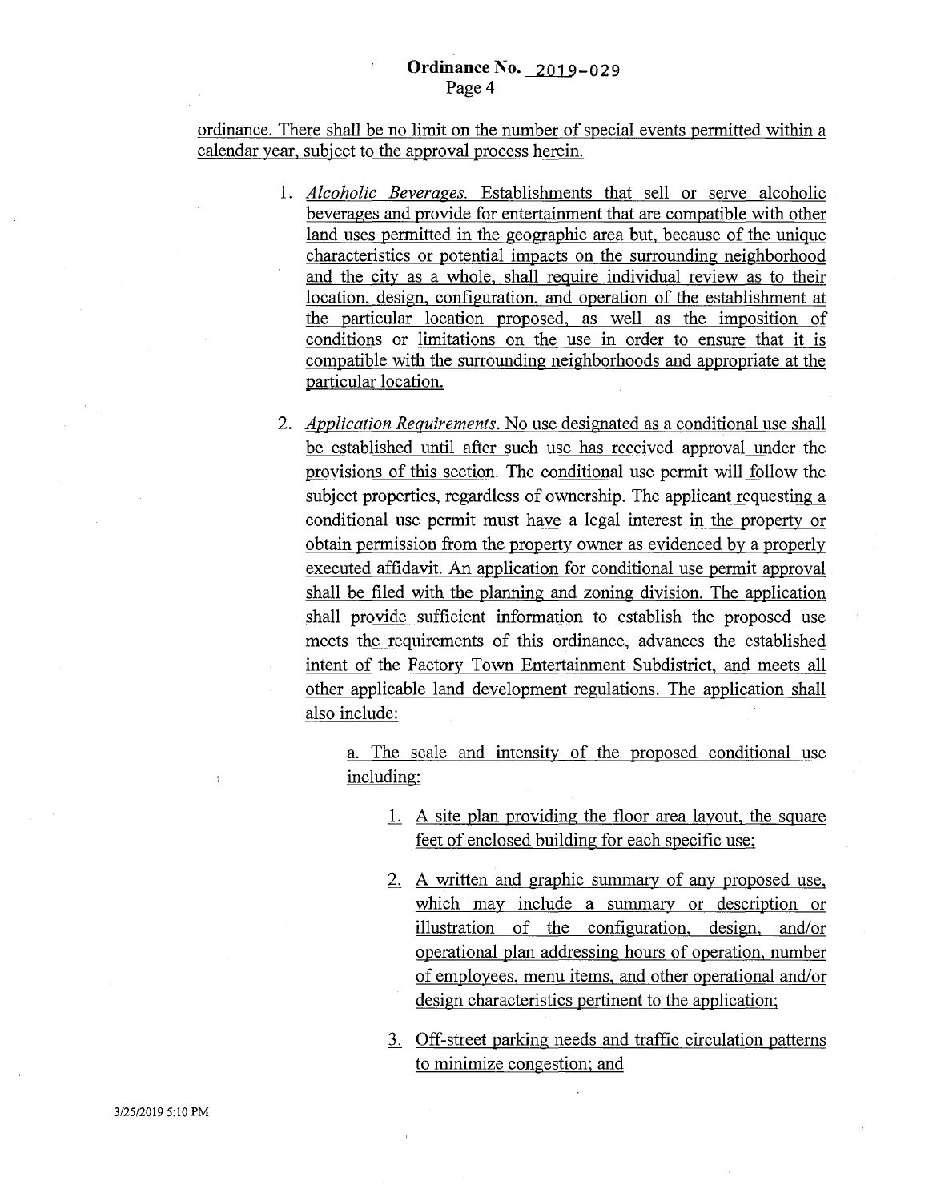ordinance. There shall be no limit on the number of special events permitted within a calendar year, subject to the approval process herein.

1. *Alcoholic Beverages.* Establishments that sell or serve alcoholic beverages and provide for entertainment that are compatible with other land uses permitted in the geographic area but, because of the unique characteristics or potential impacts on the surrounding neighborhood and the city as a whole, shall require individual review as to their location, design, configuration, and operation of the establishment at the particular location proposed, as well as the imposition of conditions or limitations on the use in order to ensure that it is compatible with the surrounding neighborhoods and appropriate at the particular location.

2. *Application Requirements.* No use designated as a conditional use shall be established until after such use has received approval under the provisions of this section. The conditional use permit will follow the subject properties, regardless of ownership. The applicant requesting a conditional use permit must have a legal interest in the property or obtain permission from the property owner as evidenced by a properly executed affidavit. An application for conditional use permit approval shall be filed with the planning and zoning division. The application shall provide sufficient information to establish the proposed use meets the requirements of this ordinance, advances the established intent of the Factory Town Entertainment Subdistrict, and meets all other applicable land development regulations. The application shall also include:

   a. The scale and intensity of the proposed conditional use including:

      1. A site plan providing the floor area layout, the square feet of enclosed building for each specific use;

      2. A written and graphic summary of any proposed use, which may include a summary or description or illustration of the configuration, design, and/or operational plan addressing hours of operation, number of employees, menu items, and other operational and/or design characteristics pertinent to the application;

      3. Off-street parking needs and traffic circulation patterns to minimize congestion; and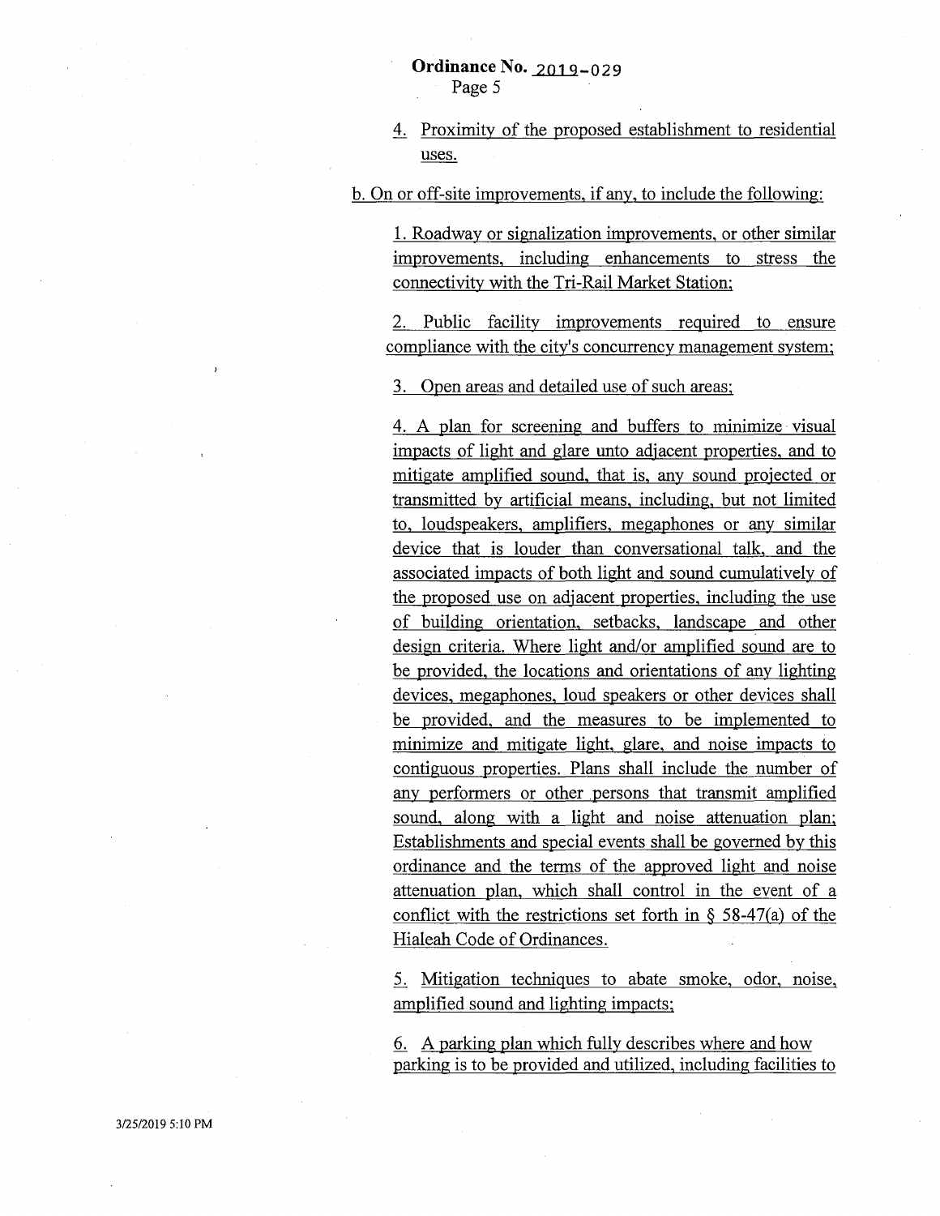4. Proximity of the proposed establishment to residential uses.

b. On or off-site improvements, if any, to include the following:

1. Roadway or signalization improvements, or other similar improvements, including enhancements to stress the connectivity with the Tri-Rail Market Station;

2. Public facility improvements required to ensure compliance with the city's concurrency management system;

3. Open areas and detailed use of such areas;

4. A plan for screening and buffers to minimize visual impacts of light and glare unto adjacent properties, and to mitigate amplified sound, that is, any sound projected or transmitted by artificial means, including, but not limited to, loudspeakers, amplifiers, megaphones or any similar device that is louder than conversational talk, and the associated impacts of both light and sound cumulatively of the proposed use on adjacent properties, including the use of building orientation, setbacks, landscape and other design criteria. Where light and/or amplified sound are to be provided, the locations and orientations of any lighting devices, megaphones, loud speakers or other devices shall be provided, and the measures to be implemented to minimize and mitigate light, glare, and noise impacts to contiguous properties. Plans shall include the number of any performers or other persons that transmit amplified sound, along with a light and noise attenuation plan; Establishments and special events shall be governed by this ordinance and the terms of the approved light and noise attenuation plan, which shall control in the event of a conflict with the restrictions set forth in § 58-47(a) of the Hialeah Code of Ordinances.

5. Mitigation techniques to abate smoke, odor, noise, amplified sound and lighting impacts;

6. A parking plan which fully describes where and how parking is to be provided and utilized, including facilities to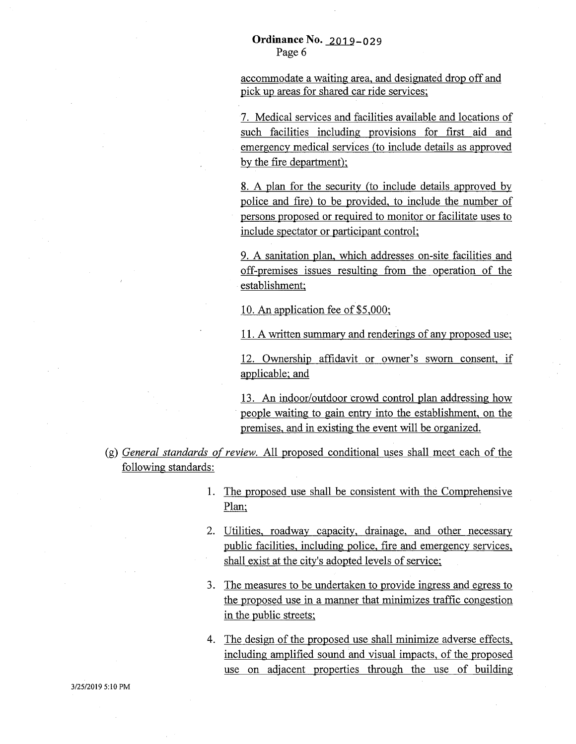accommodate a waiting area, and designated drop off and pick up areas for shared car ride services;

7. Medical services and facilities available and locations of such facilities including provisions for first aid and emergency medical services (to include details as approved by the fire department);

8. A plan for the security (to include details approved by police and fire) to be provided, to include the number of persons proposed or required to monitor or facilitate uses to include spectator or participant control;

9. A sanitation plan, which addresses on-site facilities and off-premises issues resulting from the operation of the establishment;

10. An application fee of $5,000;

11. A written summary and renderings of any proposed use;

12. Ownership affidavit or owner's sworn consent, if applicable; and

13. An indoor/outdoor crowd control plan addressing how people waiting to gain entry into the establishment, on the premises, and in existing the event will be organized.

(g) *General standards of review.* All proposed conditional uses shall meet each of the following standards:

1. The proposed use shall be consistent with the Comprehensive Plan;
2. Utilities, roadway capacity, drainage, and other necessary public facilities, including police, fire and emergency services, shall exist at the city's adopted levels of service;
3. The measures to be undertaken to provide ingress and egress to the proposed use in a manner that minimizes traffic congestion in the public streets;
4. The design of the proposed use shall minimize adverse effects, including amplified sound and visual impacts, of the proposed use on adjacent properties through the use of building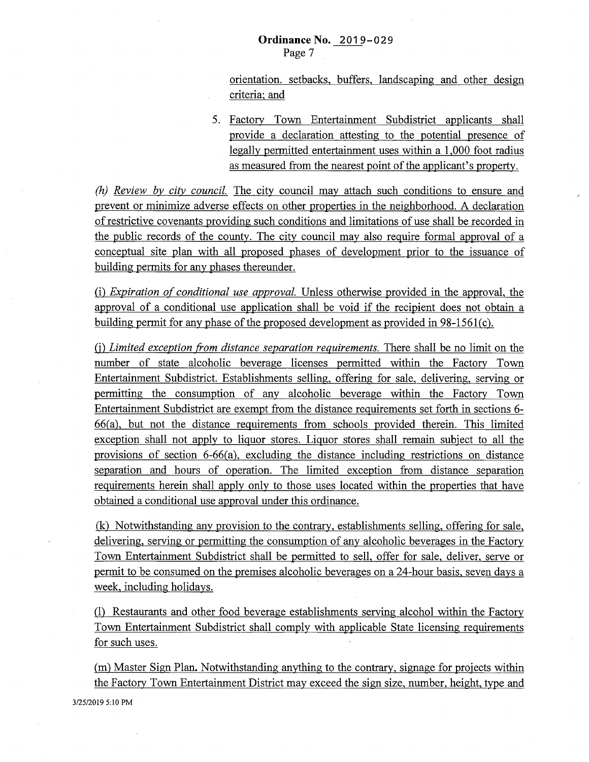orientation. setbacks, buffers, landscaping and other design criteria; and

5. Factory Town Entertainment Subdistrict applicants shall provide a declaration attesting to the potential presence of legally permitted entertainment uses within a 1,000 foot radius as measured from the nearest point of the applicant's property.

*(h) Review by city council.* The city council may attach such conditions to ensure and prevent or minimize adverse effects on other properties in the neighborhood. A declaration of restrictive covenants providing such conditions and limitations of use shall be recorded in the public records of the county. The city council may also require formal approval of a conceptual site plan with all proposed phases of development prior to the issuance of building permits for any phases thereunder.

(i) *Expiration of conditional use approval.* Unless otherwise provided in the approval, the approval of a conditional use application shall be void if the recipient does not obtain a building permit for any phase of the proposed development as provided in 98-1561(c).

(j) *Limited exception from distance separation requirements.* There shall be no limit on the number of state alcoholic beverage licenses permitted within the Factory Town Entertainment Subdistrict. Establishments selling, offering for sale, delivering, serving or permitting the consumption of any alcoholic beverage within the Factory Town Entertainment Subdistrict are exempt from the distance requirements set forth in sections 6-66(a), but not the distance requirements from schools provided therein. This limited exception shall not apply to liquor stores. Liquor stores shall remain subject to all the provisions of section 6-66(a), excluding the distance including restrictions on distance separation and hours of operation. The limited exception from distance separation requirements herein shall apply only to those uses located within the properties that have obtained a conditional use approval under this ordinance.

(k) Notwithstanding any provision to the contrary, establishments selling, offering for sale, delivering, serving or permitting the consumption of any alcoholic beverages in the Factory Town Entertainment Subdistrict shall be permitted to sell, offer for sale, deliver, serve or permit to be consumed on the premises alcoholic beverages on a 24-hour basis, seven days a week, including holidays.

(l) Restaurants and other food beverage establishments serving alcohol within the Factory Town Entertainment Subdistrict shall comply with applicable State licensing requirements for such uses.

(m) Master Sign Plan. Notwithstanding anything to the contrary, signage for projects within the Factory Town Entertainment District may exceed the sign size, number, height, type and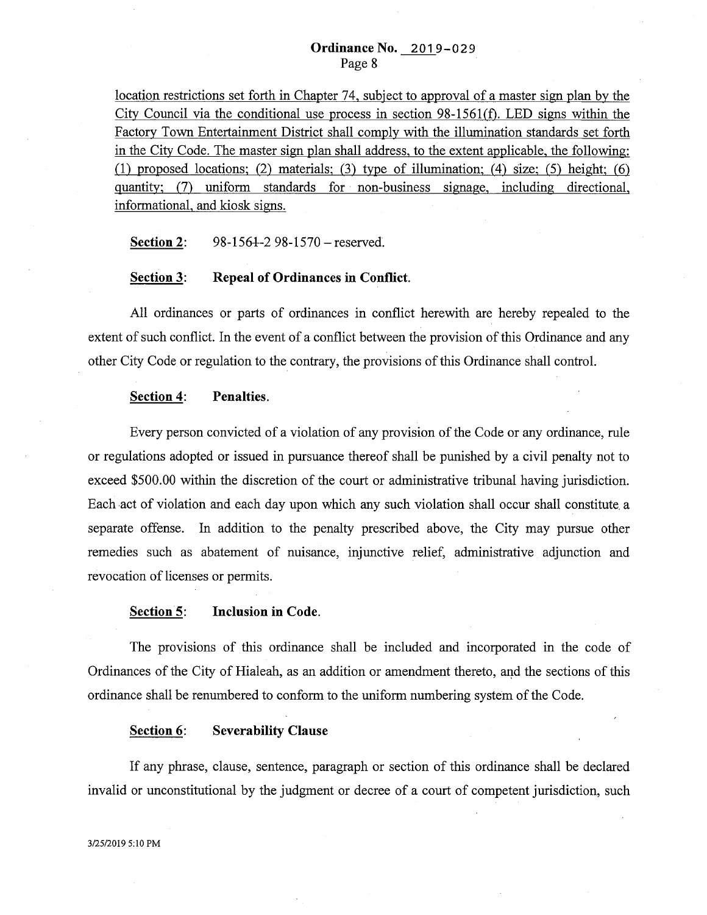location restrictions set forth in Chapter 74, subject to approval of a master sign plan by the City Council via the conditional use process in section 98-1561(f). LED signs within the Factory Town Entertainment District shall comply with the illumination standards set forth in the City Code. The master sign plan shall address, to the extent applicable, the following: (1) proposed locations; (2) materials; (3) type of illumination; (4) size; (5) height; (6) quantity; (7) uniform standards for non-business signage, including directional, informational, and kiosk signs.

**Section 2**: 98-1561-2 98-1570 – reserved.

**Section 3**: **Repeal of Ordinances in Conflict.**

All ordinances or parts of ordinances in conflict herewith are hereby repealed to the extent of such conflict. In the event of a conflict between the provision of this Ordinance and any other City Code or regulation to the contrary, the provisions of this Ordinance shall control.

**Section 4**: **Penalties.**

Every person convicted of a violation of any provision of the Code or any ordinance, rule or regulations adopted or issued in pursuance thereof shall be punished by a civil penalty not to exceed $500.00 within the discretion of the court or administrative tribunal having jurisdiction. Each act of violation and each day upon which any such violation shall occur shall constitute a separate offense. In addition to the penalty prescribed above, the City may pursue other remedies such as abatement of nuisance, injunctive relief, administrative adjunction and revocation of licenses or permits.

**Section 5**: **Inclusion in Code.**

The provisions of this ordinance shall be included and incorporated in the code of Ordinances of the City of Hialeah, as an addition or amendment thereto, and the sections of this ordinance shall be renumbered to conform to the uniform numbering system of the Code.

**Section 6**: **Severability Clause**

If any phrase, clause, sentence, paragraph or section of this ordinance shall be declared invalid or unconstitutional by the judgment or decree of a court of competent jurisdiction, such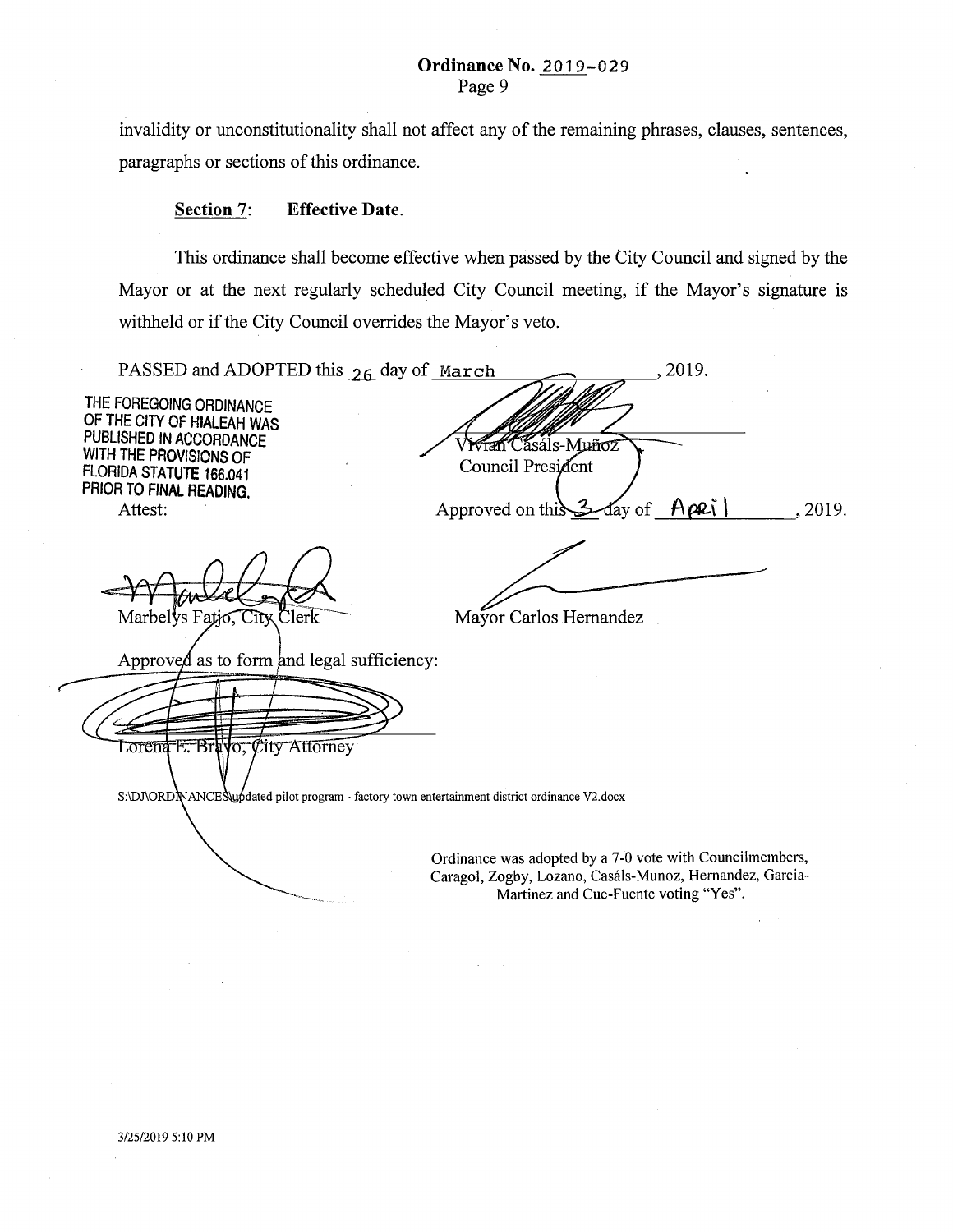invalidity or unconstitutionality shall not affect any of the remaining phrases, clauses, sentences, paragraphs or sections of this ordinance.

**Section 7**: **Effective Date**.

This ordinance shall become effective when passed by the City Council and signed by the Mayor or at the next regularly scheduled City Council meeting, if the Mayor's signature is withheld or if the City Council overrides the Mayor's veto.

PASSED and ADOPTED this 26 day of March, 2019.

THE FOREGOING ORDINANCE OF THE CITY OF HIALEAH WAS PUBLISHED IN ACCORDANCE WITH THE PROVISIONS OF FLORIDA STATUTE 166.041 PRIOR TO FINAL READING.

Vivian Casáls-Muñoz
Council President

Attest:

Approved on this 3 day of April, 2019.

Marbelys Fatjo, City Clerk

Mayor Carlos Hernandez

Approved as to form and legal sufficiency:

Lorena E. Bravo, City Attorney

S:\DJ\ORDINANCES\updated pilot program - factory town entertainment district ordinance V2.docx

Ordinance was adopted by a 7-0 vote with Councilmembers, Caragol, Zogby, Lozano, Casáls-Munoz, Hernandez, Garcia-Martinez and Cue-Fuente voting "Yes".

3/25/2019 5:10 PM